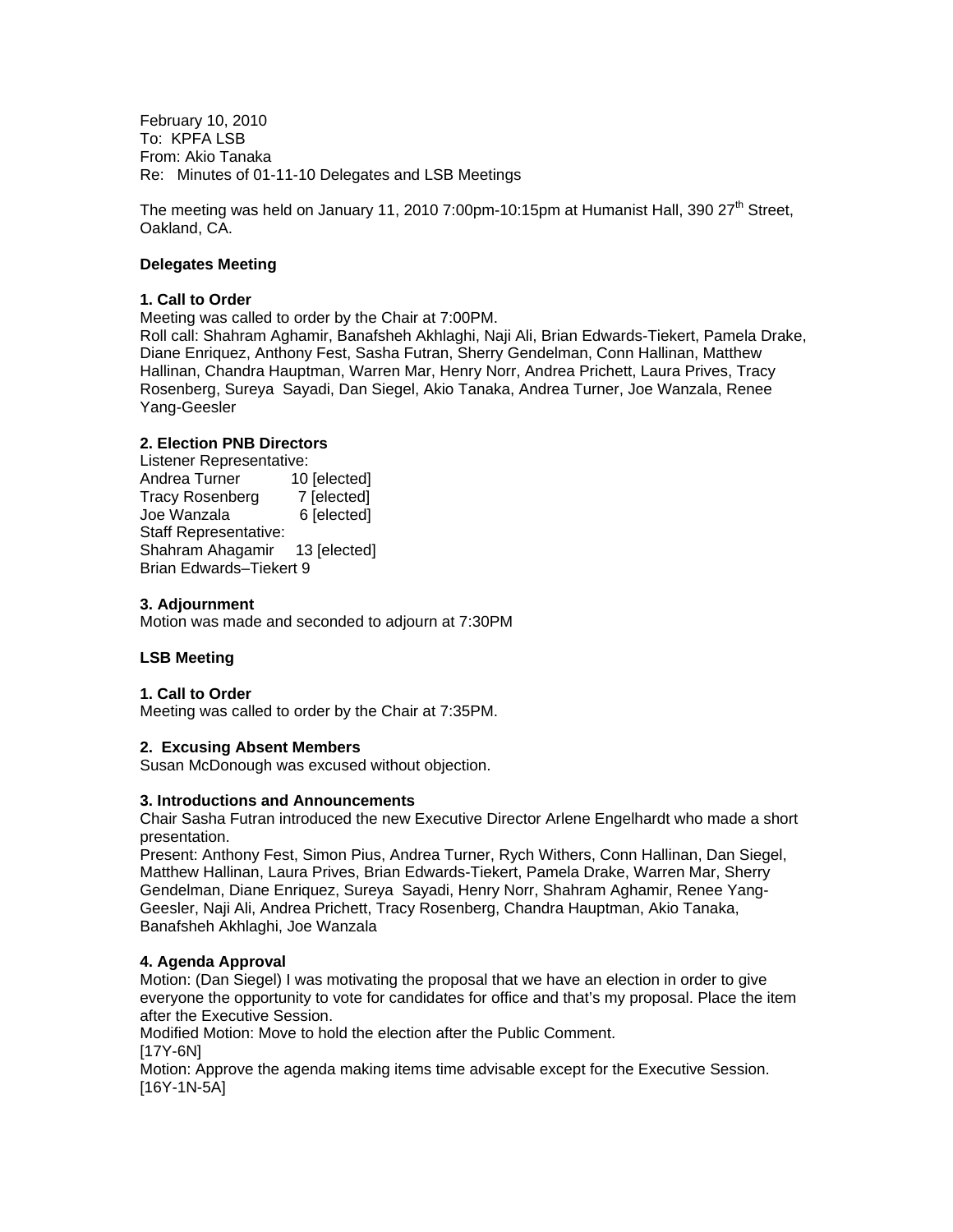February 10, 2010
To: KPFA LSB
From: Akio Tanaka
Re: Minutes of 01-11-10 Delegates and LSB Meetings

The meeting was held on January 11, 2010 7:00pm-10:15pm at Humanist Hall, 390 27th Street, Oakland, CA.

**Delegates Meeting**

**1. Call to Order**

Meeting was called to order by the Chair at 7:00PM.
Roll call: Shahram Aghamir, Banafsheh Akhlaghi, Naji Ali, Brian Edwards-Tiekert, Pamela Drake, Diane Enriquez, Anthony Fest, Sasha Futran, Sherry Gendelman, Conn Hallinan, Matthew Hallinan, Chandra Hauptman, Warren Mar, Henry Norr, Andrea Prichett, Laura Prives, Tracy Rosenberg, Sureya Sayadi, Dan Siegel, Akio Tanaka, Andrea Turner, Joe Wanzala, Renee Yang-Geesler

**2. Election PNB Directors**

Listener Representative:
Andrea Turner 10 [elected]
Tracy Rosenberg 7 [elected]
Joe Wanzala 6 [elected]
Staff Representative:
Shahram Ahagamir 13 [elected]
Brian Edwards–Tiekert 9

**3. Adjournment**

Motion was made and seconded to adjourn at 7:30PM

**LSB Meeting**

**1. Call to Order**

Meeting was called to order by the Chair at 7:35PM.

**2. Excusing Absent Members**

Susan McDonough was excused without objection.

**3. Introductions and Announcements**

Chair Sasha Futran introduced the new Executive Director Arlene Engelhardt who made a short presentation.
Present: Anthony Fest, Simon Pius, Andrea Turner, Rych Withers, Conn Hallinan, Dan Siegel, Matthew Hallinan, Laura Prives, Brian Edwards-Tiekert, Pamela Drake, Warren Mar, Sherry Gendelman, Diane Enriquez, Sureya Sayadi, Henry Norr, Shahram Aghamir, Renee Yang-Geesler, Naji Ali, Andrea Prichett, Tracy Rosenberg, Chandra Hauptman, Akio Tanaka, Banafsheh Akhlaghi, Joe Wanzala

**4. Agenda Approval**

Motion: (Dan Siegel) I was motivating the proposal that we have an election in order to give everyone the opportunity to vote for candidates for office and that's my proposal. Place the item after the Executive Session.
Modified Motion: Move to hold the election after the Public Comment.
[17Y-6N]
Motion: Approve the agenda making items time advisable except for the Executive Session.
[16Y-1N-5A]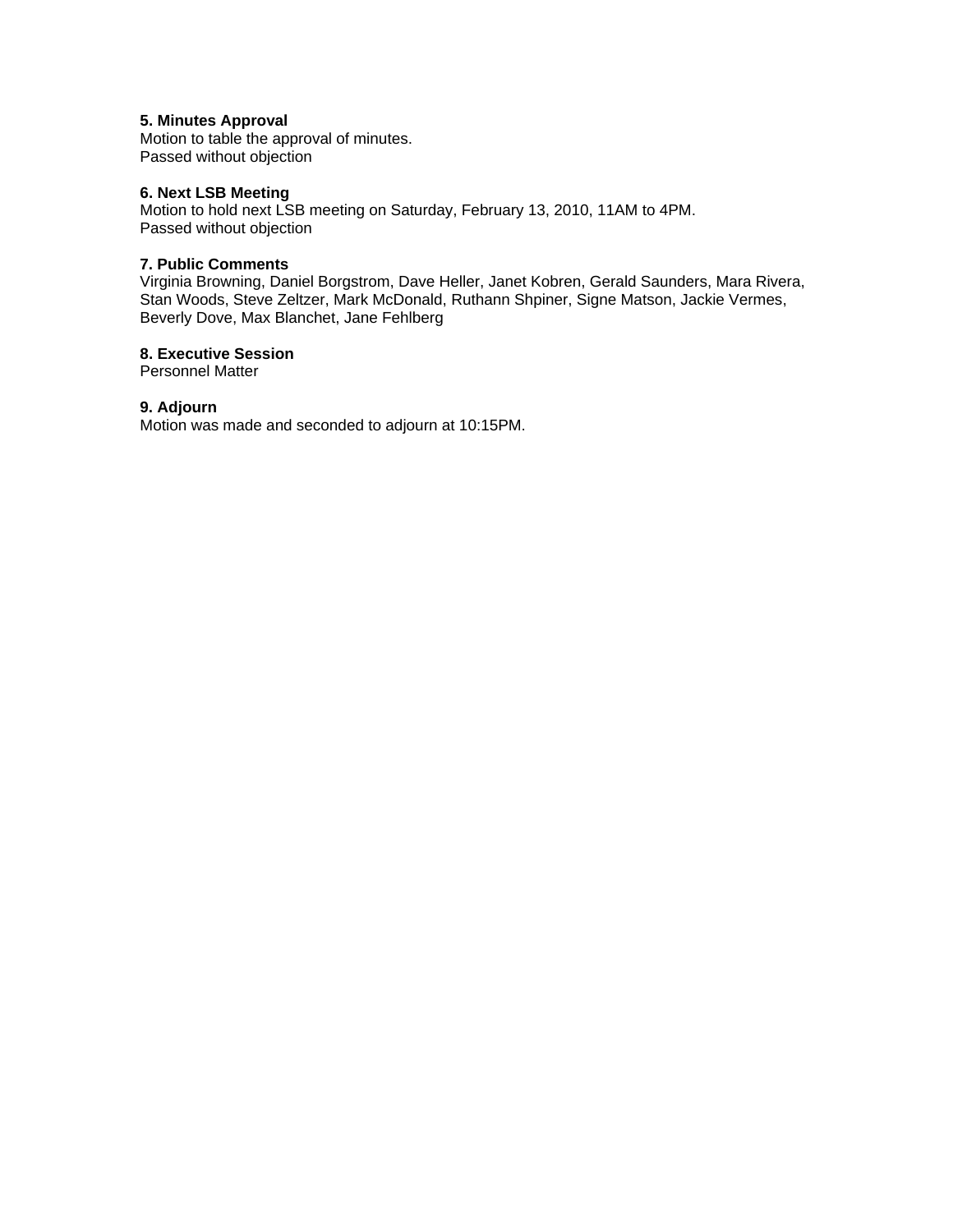**5. Minutes Approval**
Motion to table the approval of minutes.
Passed without objection

**6. Next LSB Meeting**
Motion to hold next LSB meeting on Saturday, February 13, 2010, 11AM to 4PM.
Passed without objection

**7. Public Comments**
Virginia Browning, Daniel Borgstrom, Dave Heller, Janet Kobren, Gerald Saunders, Mara Rivera, Stan Woods, Steve Zeltzer, Mark McDonald, Ruthann Shpiner, Signe Matson, Jackie Vermes, Beverly Dove, Max Blanchet, Jane Fehlberg

**8. Executive Session**
Personnel Matter

**9. Adjourn**
Motion was made and seconded to adjourn at 10:15PM.